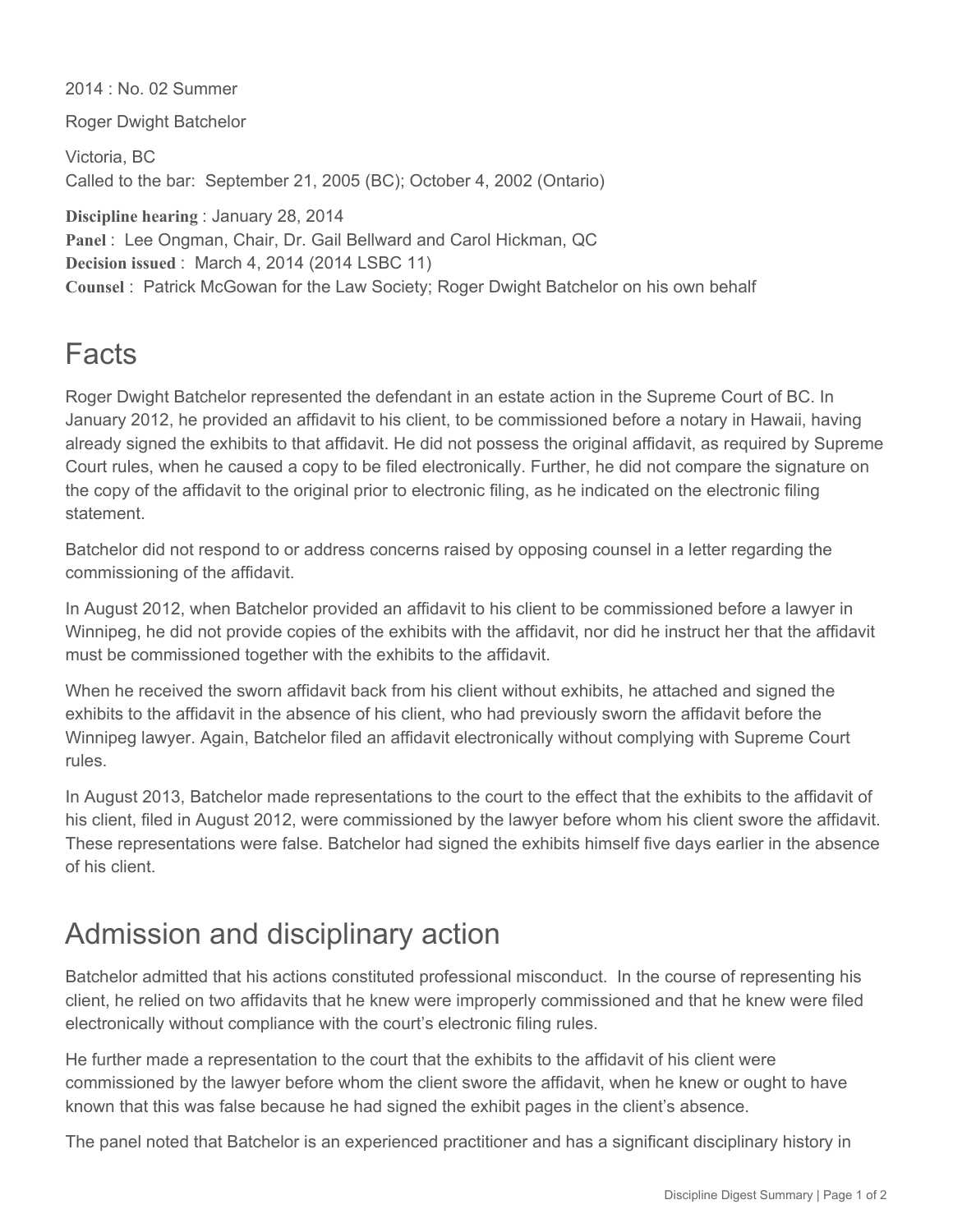2014 : No. 02 Summer

Roger Dwight Batchelor

Victoria, BC
Called to the bar: September 21, 2005 (BC); October 4, 2002 (Ontario)

**Discipline hearing** : January 28, 2014
**Panel** : Lee Ongman, Chair, Dr. Gail Bellward and Carol Hickman, QC
**Decision issued** : March 4, 2014 (2014 LSBC 11)
**Counsel** : Patrick McGowan for the Law Society; Roger Dwight Batchelor on his own behalf

# Facts

Roger Dwight Batchelor represented the defendant in an estate action in the Supreme Court of BC. In January 2012, he provided an affidavit to his client, to be commissioned before a notary in Hawaii, having already signed the exhibits to that affidavit. He did not possess the original affidavit, as required by Supreme Court rules, when he caused a copy to be filed electronically. Further, he did not compare the signature on the copy of the affidavit to the original prior to electronic filing, as he indicated on the electronic filing statement.

Batchelor did not respond to or address concerns raised by opposing counsel in a letter regarding the commissioning of the affidavit.

In August 2012, when Batchelor provided an affidavit to his client to be commissioned before a lawyer in Winnipeg, he did not provide copies of the exhibits with the affidavit, nor did he instruct her that the affidavit must be commissioned together with the exhibits to the affidavit.

When he received the sworn affidavit back from his client without exhibits, he attached and signed the exhibits to the affidavit in the absence of his client, who had previously sworn the affidavit before the Winnipeg lawyer. Again, Batchelor filed an affidavit electronically without complying with Supreme Court rules.

In August 2013, Batchelor made representations to the court to the effect that the exhibits to the affidavit of his client, filed in August 2012, were commissioned by the lawyer before whom his client swore the affidavit. These representations were false. Batchelor had signed the exhibits himself five days earlier in the absence of his client.

# Admission and disciplinary action

Batchelor admitted that his actions constituted professional misconduct. In the course of representing his client, he relied on two affidavits that he knew were improperly commissioned and that he knew were filed electronically without compliance with the court's electronic filing rules.

He further made a representation to the court that the exhibits to the affidavit of his client were commissioned by the lawyer before whom the client swore the affidavit, when he knew or ought to have known that this was false because he had signed the exhibit pages in the client's absence.

The panel noted that Batchelor is an experienced practitioner and has a significant disciplinary history in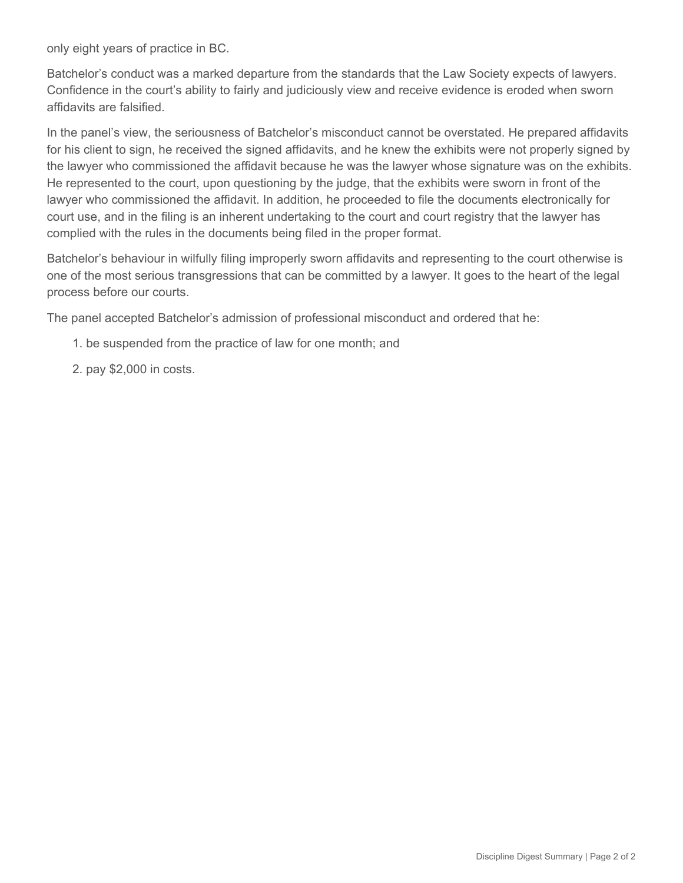only eight years of practice in BC.

Batchelor's conduct was a marked departure from the standards that the Law Society expects of lawyers. Confidence in the court's ability to fairly and judiciously view and receive evidence is eroded when sworn affidavits are falsified.

In the panel's view, the seriousness of Batchelor's misconduct cannot be overstated. He prepared affidavits for his client to sign, he received the signed affidavits, and he knew the exhibits were not properly signed by the lawyer who commissioned the affidavit because he was the lawyer whose signature was on the exhibits. He represented to the court, upon questioning by the judge, that the exhibits were sworn in front of the lawyer who commissioned the affidavit. In addition, he proceeded to file the documents electronically for court use, and in the filing is an inherent undertaking to the court and court registry that the lawyer has complied with the rules in the documents being filed in the proper format.

Batchelor's behaviour in wilfully filing improperly sworn affidavits and representing to the court otherwise is one of the most serious transgressions that can be committed by a lawyer. It goes to the heart of the legal process before our courts.

The panel accepted Batchelor's admission of professional misconduct and ordered that he:

1. be suspended from the practice of law for one month; and
2. pay $2,000 in costs.